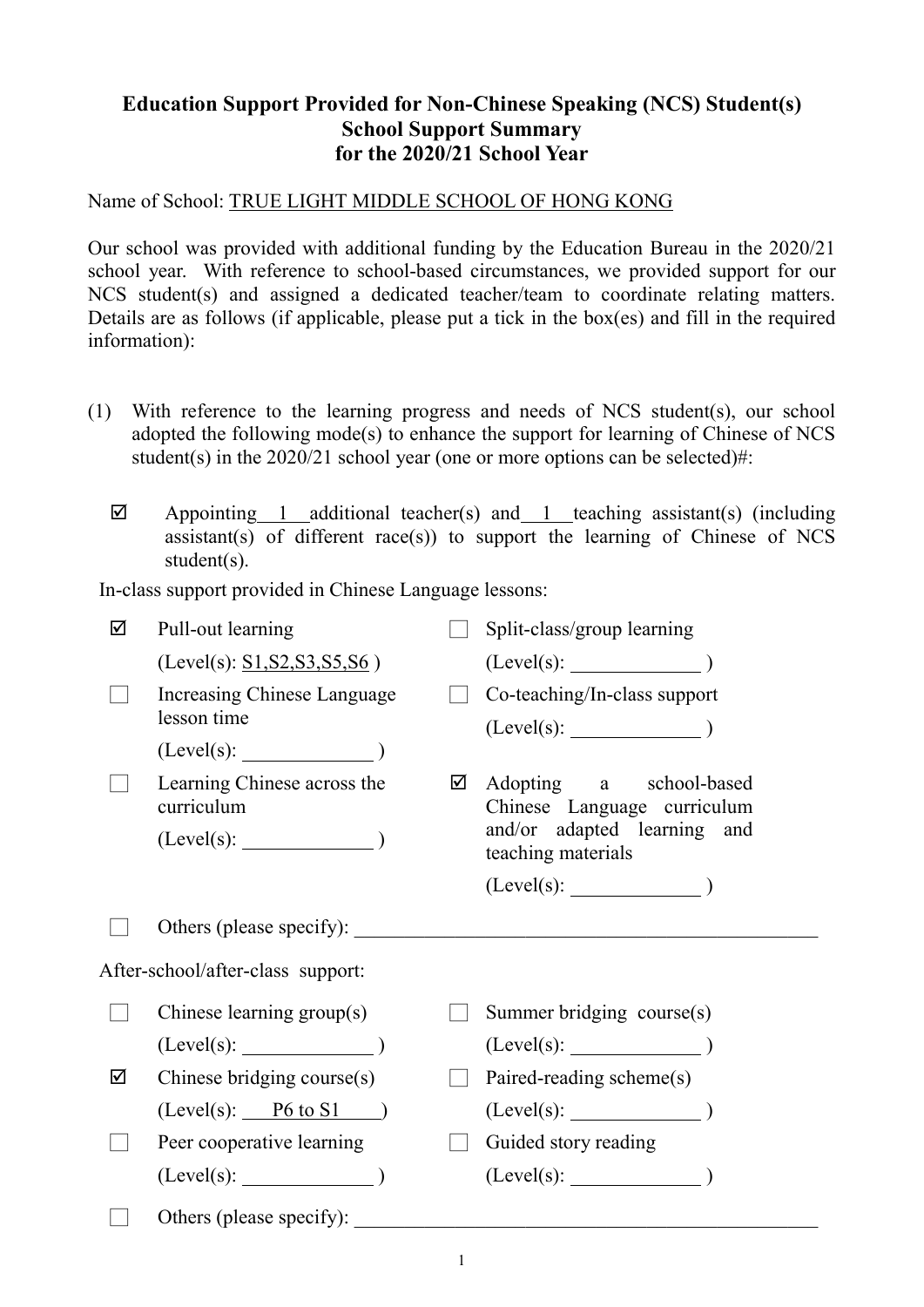# Education Support Provided for Non-Chinese Speaking (NCS) Student(s)
## School Support Summary
## for the 2020/21 School Year

Name of School: TRUE LIGHT MIDDLE SCHOOL OF HONG KONG

Our school was provided with additional funding by the Education Bureau in the 2020/21 school year. With reference to school-based circumstances, we provided support for our NCS student(s) and assigned a dedicated teacher/team to coordinate relating matters. Details are as follows (if applicable, please put a tick in the box(es) and fill in the required information):

(1) With reference to the learning progress and needs of NCS student(s), our school adopted the following mode(s) to enhance the support for learning of Chinese of NCS student(s) in the 2020/21 school year (one or more options can be selected)#:

☑ Appointing 1 additional teacher(s) and 1 teaching assistant(s) (including assistant(s) of different race(s)) to support the learning of Chinese of NCS student(s).

In-class support provided in Chinese Language lessons:

☑ Pull-out learning (Level(s): S1,S2,S3,S5,S6 )

☐ Split-class/group learning (Level(s): ______ )

☐ Increasing Chinese Language lesson time (Level(s): ______ )

☐ Co-teaching/In-class support (Level(s): ______ )

☐ Learning Chinese across the curriculum (Level(s): ______ )

☑ Adopting a school-based Chinese Language curriculum and/or adapted learning and teaching materials (Level(s): ______ )

☐ Others (please specify): ______

After-school/after-class support:

☐ Chinese learning group(s) (Level(s): ______ )

☐ Summer bridging course(s) (Level(s): ______ )

☑ Chinese bridging course(s) (Level(s): P6 to S1 )

☐ Paired-reading scheme(s) (Level(s): ______ )

☐ Peer cooperative learning (Level(s): ______ )

☐ Guided story reading (Level(s): ______ )

☐ Others (please specify): ______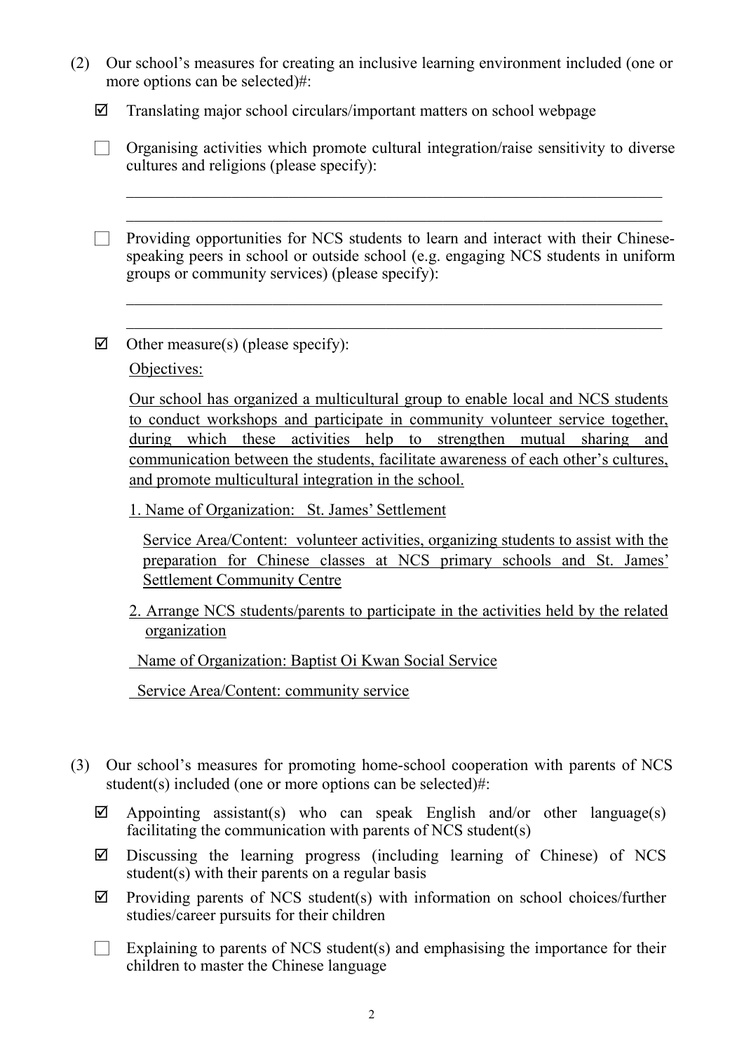(2) Our school's measures for creating an inclusive learning environment included (one or more options can be selected)#:

- ☑ Translating major school circulars/important matters on school webpage
- ☐ Organising activities which promote cultural integration/raise sensitivity to diverse cultures and religions (please specify):

  \_\_\_\_\_\_\_\_\_\_\_\_\_\_\_\_\_\_\_\_\_\_\_\_\_\_\_\_\_\_\_\_\_\_\_\_\_\_\_\_\_\_\_\_\_\_\_\_\_\_\_\_\_\_\_\_\_\_\_\_

  \_\_\_\_\_\_\_\_\_\_\_\_\_\_\_\_\_\_\_\_\_\_\_\_\_\_\_\_\_\_\_\_\_\_\_\_\_\_\_\_\_\_\_\_\_\_\_\_\_\_\_\_\_\_\_\_\_\_\_\_

- ☐ Providing opportunities for NCS students to learn and interact with their Chinese-speaking peers in school or outside school (e.g. engaging NCS students in uniform groups or community services) (please specify):

  \_\_\_\_\_\_\_\_\_\_\_\_\_\_\_\_\_\_\_\_\_\_\_\_\_\_\_\_\_\_\_\_\_\_\_\_\_\_\_\_\_\_\_\_\_\_\_\_\_\_\_\_\_\_\_\_\_\_\_\_

  \_\_\_\_\_\_\_\_\_\_\_\_\_\_\_\_\_\_\_\_\_\_\_\_\_\_\_\_\_\_\_\_\_\_\_\_\_\_\_\_\_\_\_\_\_\_\_\_\_\_\_\_\_\_\_\_\_\_\_\_

- ☑ Other measure(s) (please specify):

  Objectives:

  Our school has organized a multicultural group to enable local and NCS students to conduct workshops and participate in community volunteer service together, during which these activities help to strengthen mutual sharing and communication between the students, facilitate awareness of each other's cultures, and promote multicultural integration in the school.

  1. Name of Organization: St. James' Settlement

     Service Area/Content: volunteer activities, organizing students to assist with the preparation for Chinese classes at NCS primary schools and St. James' Settlement Community Centre

  2. Arrange NCS students/parents to participate in the activities held by the related organization

     Name of Organization: Baptist Oi Kwan Social Service

     Service Area/Content: community service

(3) Our school's measures for promoting home-school cooperation with parents of NCS student(s) included (one or more options can be selected)#:

- ☑ Appointing assistant(s) who can speak English and/or other language(s) facilitating the communication with parents of NCS student(s)
- ☑ Discussing the learning progress (including learning of Chinese) of NCS student(s) with their parents on a regular basis
- ☑ Providing parents of NCS student(s) with information on school choices/further studies/career pursuits for their children
- ☐ Explaining to parents of NCS student(s) and emphasising the importance for their children to master the Chinese language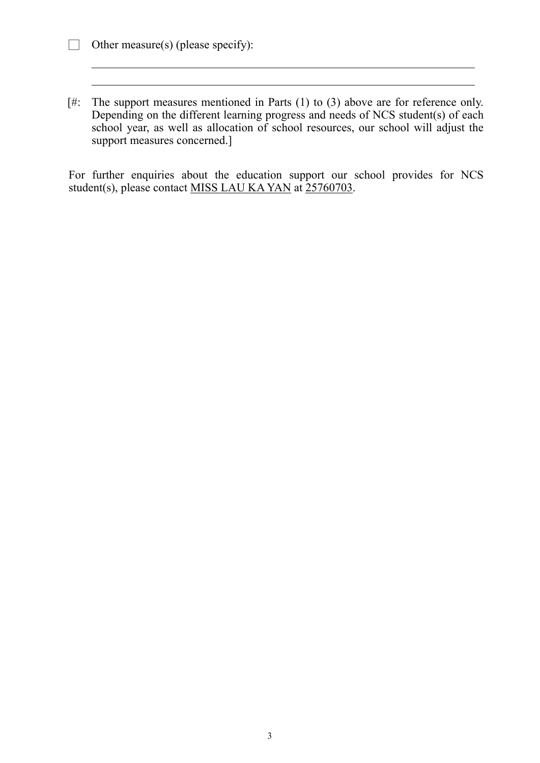☐ Other measure(s) (please specify):

\_\_\_\_\_\_\_\_\_\_\_\_\_\_\_\_\_\_\_\_\_\_\_\_\_\_\_\_\_\_\_\_\_\_\_\_\_\_\_\_\_\_\_\_\_\_\_\_\_\_\_\_\_\_\_\_\_\_\_\_

\_\_\_\_\_\_\_\_\_\_\_\_\_\_\_\_\_\_\_\_\_\_\_\_\_\_\_\_\_\_\_\_\_\_\_\_\_\_\_\_\_\_\_\_\_\_\_\_\_\_\_\_\_\_\_\_\_\_\_\_

[#: The support measures mentioned in Parts (1) to (3) above are for reference only. Depending on the different learning progress and needs of NCS student(s) of each school year, as well as allocation of school resources, our school will adjust the support measures concerned.]

For further enquiries about the education support our school provides for NCS student(s), please contact <u>MISS LAU KA YAN</u> at <u>25760703</u>.